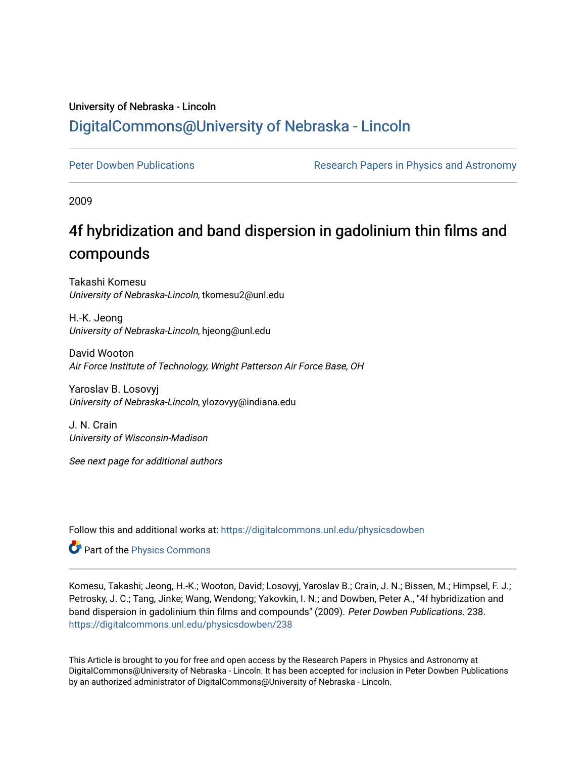University of Nebraska - Lincoln

## DigitalCommons@University of Nebraska - Lincoln

Peter Dowben Publications

Research Papers in Physics and Astronomy

2009

# 4f hybridization and band dispersion in gadolinium thin films and compounds

Takashi Komesu
*University of Nebraska-Lincoln*, tkomesu2@unl.edu

H.-K. Jeong
*University of Nebraska-Lincoln*, hjeong@unl.edu

David Wooton
*Air Force Institute of Technology, Wright Patterson Air Force Base, OH*

Yaroslav B. Losovyj
*University of Nebraska-Lincoln*, ylozovyy@indiana.edu

J. N. Crain
*University of Wisconsin-Madison*

*See next page for additional authors*

Follow this and additional works at: https://digitalcommons.unl.edu/physicsdowben

Part of the Physics Commons

Komesu, Takashi; Jeong, H.-K.; Wooton, David; Losovyj, Yaroslav B.; Crain, J. N.; Bissen, M.; Himpsel, F. J.; Petrosky, J. C.; Tang, Jinke; Wang, Wendong; Yakovkin, I. N.; and Dowben, Peter A., "4f hybridization and band dispersion in gadolinium thin films and compounds" (2009). *Peter Dowben Publications*. 238.
https://digitalcommons.unl.edu/physicsdowben/238

This Article is brought to you for free and open access by the Research Papers in Physics and Astronomy at DigitalCommons@University of Nebraska - Lincoln. It has been accepted for inclusion in Peter Dowben Publications by an authorized administrator of DigitalCommons@University of Nebraska - Lincoln.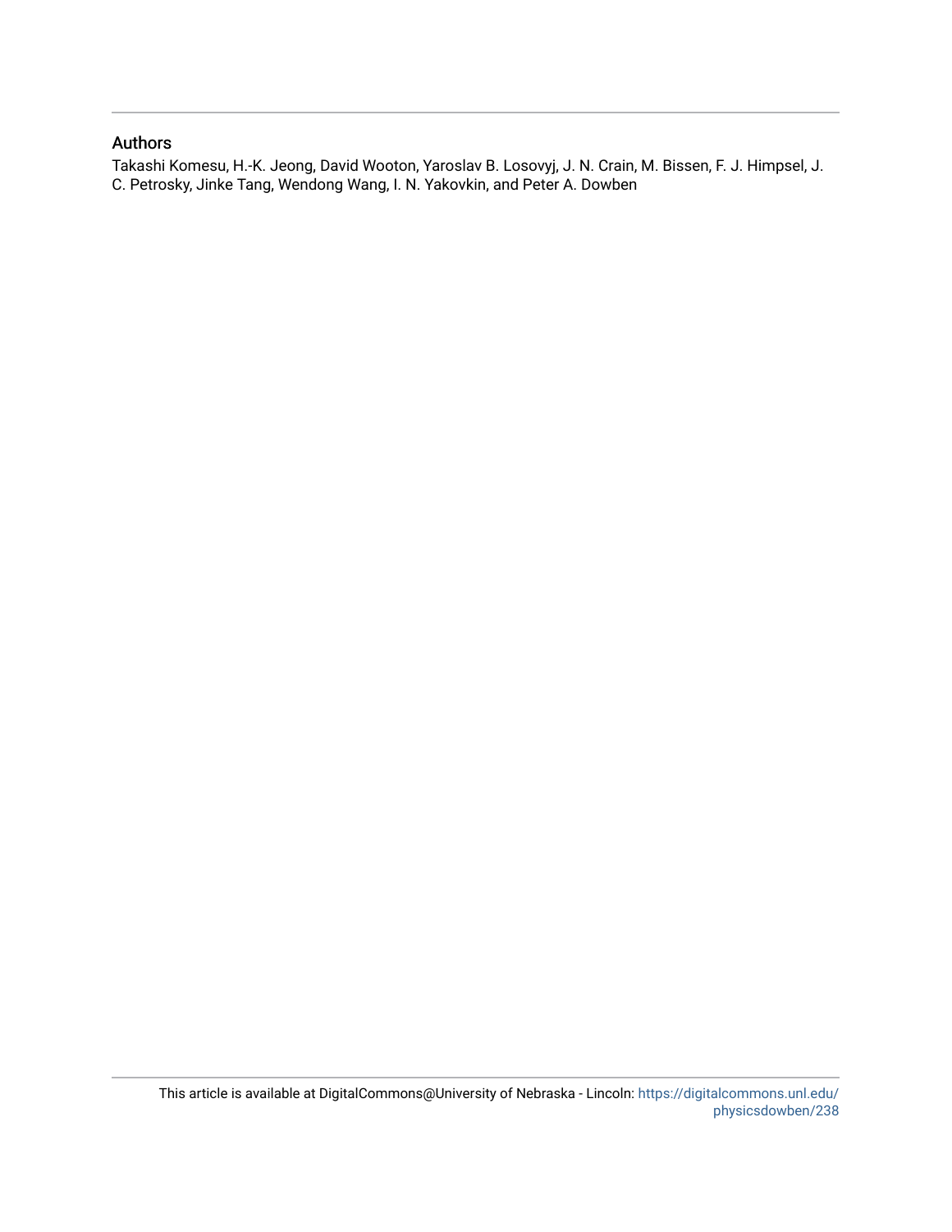## Authors

Takashi Komesu, H.-K. Jeong, David Wooton, Yaroslav B. Losovyj, J. N. Crain, M. Bissen, F. J. Himpsel, J. C. Petrosky, Jinke Tang, Wendong Wang, I. N. Yakovkin, and Peter A. Dowben

This article is available at DigitalCommons@University of Nebraska - Lincoln: https://digitalcommons.unl.edu/physicsdowben/238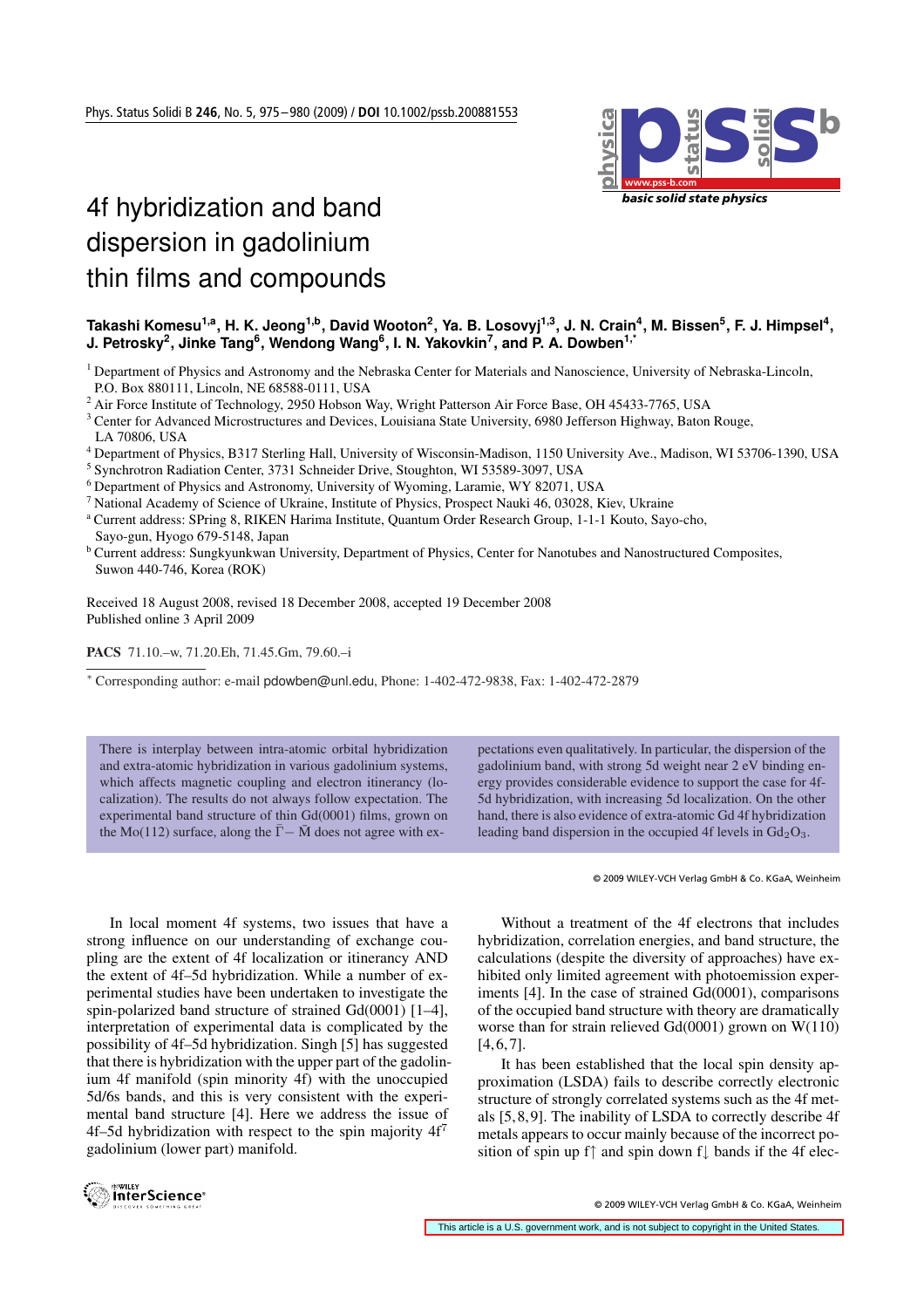# 4f hybridization and band dispersion in gadolinium thin films and compounds

**Takashi Komesu[1,a], H. K. Jeong[1,b], David Wooton[2], Ya. B. Losovyj[1,3], J. N. Crain[4], M. Bissen[5], F. J. Himpsel[4], J. Petrosky[2], Jinke Tang[6], Wendong Wang[6], I. N. Yakovkin[7], and P. A. Dowben[1,*]**

[1] Department of Physics and Astronomy and the Nebraska Center for Materials and Nanoscience, University of Nebraska-Lincoln, P.O. Box 880111, Lincoln, NE 68588-0111, USA
[2] Air Force Institute of Technology, 2950 Hobson Way, Wright Patterson Air Force Base, OH 45433-7765, USA
[3] Center for Advanced Microstructures and Devices, Louisiana State University, 6980 Jefferson Highway, Baton Rouge, LA 70806, USA
[4] Department of Physics, B317 Sterling Hall, University of Wisconsin-Madison, 1150 University Ave., Madison, WI 53706-1390, USA
[5] Synchrotron Radiation Center, 3731 Schneider Drive, Stoughton, WI 53589-3097, USA
[6] Department of Physics and Astronomy, University of Wyoming, Laramie, WY 82071, USA
[7] National Academy of Science of Ukraine, Institute of Physics, Prospect Nauki 46, 03028, Kiev, Ukraine
[a] Current address: SPring 8, RIKEN Harima Institute, Quantum Order Research Group, 1-1-1 Kouto, Sayo-cho, Sayo-gun, Hyogo 679-5148, Japan
[b] Current address: Sungkyunkwan University, Department of Physics, Center for Nanotubes and Nanostructured Composites, Suwon 440-746, Korea (ROK)

Received 18 August 2008, revised 18 December 2008, accepted 19 December 2008
Published online 3 April 2009

**PACS** 71.10.–w, 71.20.Eh, 71.45.Gm, 79.60.–i

[*] Corresponding author: e-mail pdowben@unl.edu, Phone: 1-402-472-9838, Fax: 1-402-472-2879

There is interplay between intra-atomic orbital hybridization and extra-atomic hybridization in various gadolinium systems, which affects magnetic coupling and electron itinerancy (localization). The results do not always follow expectation. The experimental band structure of thin Gd(0001) films, grown on the Mo(112) surface, along the $\bar{\Gamma}-\bar{\mathrm{M}}$ does not agree with expectations even qualitatively. In particular, the dispersion of the gadolinium band, with strong 5d weight near 2 eV binding energy provides considerable evidence to support the case for 4f-5d hybridization, with increasing 5d localization. On the other hand, there is also evidence of extra-atomic Gd 4f hybridization leading band dispersion in the occupied 4f levels in $Gd_2O_3$.

© 2009 WILEY-VCH Verlag GmbH & Co. KGaA, Weinheim

In local moment 4f systems, two issues that have a strong influence on our understanding of exchange coupling are the extent of 4f localization or itinerancy AND the extent of 4f–5d hybridization. While a number of experimental studies have been undertaken to investigate the spin-polarized band structure of strained Gd(0001) [1–4], interpretation of experimental data is complicated by the possibility of 4f–5d hybridization. Singh [5] has suggested that there is hybridization with the upper part of the gadolinium 4f manifold (spin minority 4f) with the unoccupied 5d/6s bands, and this is very consistent with the experimental band structure [4]. Here we address the issue of 4f–5d hybridization with respect to the spin majority $4f^7$ gadolinium (lower part) manifold.

Without a treatment of the 4f electrons that includes hybridization, correlation energies, and band structure, the calculations (despite the diversity of approaches) have exhibited only limited agreement with photoemission experiments [4]. In the case of strained Gd(0001), comparisons of the occupied band structure with theory are dramatically worse than for strain relieved Gd(0001) grown on W(110) [4,6,7].

It has been established that the local spin density approximation (LSDA) fails to describe correctly electronic structure of strongly correlated systems such as the 4f metals [5,8,9]. The inability of LSDA to correctly describe 4f metals appears to occur mainly because of the incorrect position of spin up f↑ and spin down f↓ bands if the 4f elec-

This article is a U.S. government work, and is not subject to copyright in the United States.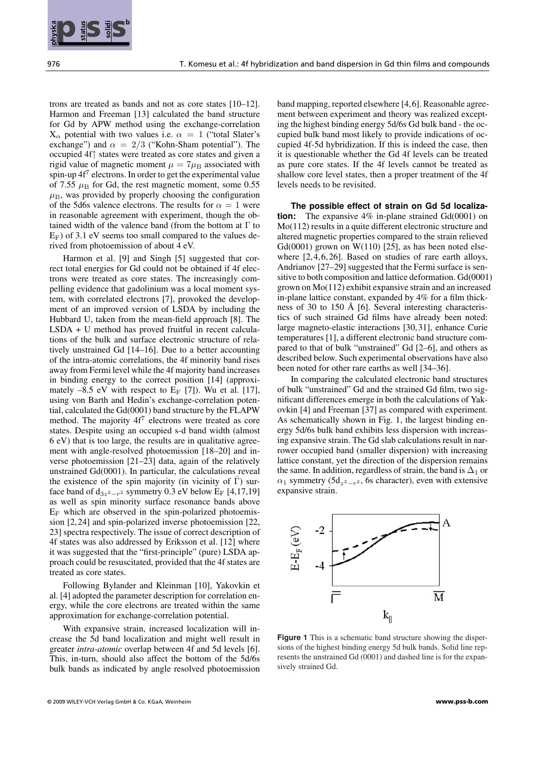trons are treated as bands and not as core states [10–12]. Harmon and Freeman [13] calculated the band structure for Gd by APW method using the exchange-correlation $X_\alpha$ potential with two values i.e. $\alpha = 1$ ("total Slater's exchange") and $\alpha = 2/3$ ("Kohn-Sham potential"). The occupied 4f↑ states were treated as core states and given a rigid value of magnetic moment $\mu = 7\mu_B$ associated with spin-up $4f^7$ electrons. In order to get the experimental value of 7.55 $\mu_B$ for Gd, the rest magnetic moment, some 0.55 $\mu_B$, was provided by properly choosing the configuration of the 5d6s valence electrons. The results for $\alpha = 1$ were in reasonable agreement with experiment, though the obtained width of the valence band (from the bottom at Γ to $E_F$) of 3.1 eV seems too small compared to the values derived from photoemission of about 4 eV.

Harmon et al. [9] and Singh [5] suggested that correct total energies for Gd could not be obtained if 4f electrons were treated as core states. The increasingly compelling evidence that gadolinium was a local moment system, with correlated electrons [7], provoked the development of an improved version of LSDA by including the Hubbard U, taken from the mean-field approach [8]. The LSDA + U method has proved fruitful in recent calculations of the bulk and surface electronic structure of relatively unstrained Gd [14–16]. Due to a better accounting of the intra-atomic correlations, the 4f minority band rises away from Fermi level while the 4f majority band increases in binding energy to the correct position [14] (approximately –8.5 eV with respect to $E_F$ [7]). Wu et al. [17], using von Barth and Hedin's exchange-correlation potential, calculated the Gd(0001) band structure by the FLAPW method. The majority $4f^7$ electrons were treated as core states. Despite using an occupied s-d band width (almost 6 eV) that is too large, the results are in qualitative agreement with angle-resolved photoemission [18–20] and inverse photoemission [21–23] data, again of the relatively unstrained Gd(0001). In particular, the calculations reveal the existence of the spin majority (in vicinity of $\bar{\Gamma}$) surface band of $d_{3z^2-r^2}$ symmetry 0.3 eV below $E_F$ [4,17,19] as well as spin minority surface resonance bands above $E_F$ which are observed in the spin-polarized photoemission [2,24] and spin-polarized inverse photoemission [22, 23] spectra respectively. The issue of correct description of 4f states was also addressed by Eriksson et al. [12] where it was suggested that the "first-principle" (pure) LSDA approach could be resuscitated, provided that the 4f states are treated as core states.

Following Bylander and Kleinman [10], Yakovkin et al. [4] adopted the parameter description for correlation energy, while the core electrons are treated within the same approximation for exchange-correlation potential.

With expansive strain, increased localization will increase the 5d band localization and might well result in greater *intra-atomic* overlap between 4f and 5d levels [6]. This, in-turn, should also affect the bottom of the 5d/6s bulk bands as indicated by angle resolved photoemission band mapping, reported elsewhere [4,6]. Reasonable agreement between experiment and theory was realized excepting the highest binding energy 5d/6s Gd bulk band - the occupied bulk band most likely to provide indications of occupied 4f-5d hybridization. If this is indeed the case, then it is questionable whether the Gd 4f levels can be treated as pure core states. If the 4f levels cannot be treated as shallow core level states, then a proper treatment of the 4f levels needs to be revisited.

**The possible effect of strain on Gd 5d localization:** The expansive 4% in-plane strained Gd(0001) on Mo(112) results in a quite different electronic structure and altered magnetic properties compared to the strain relieved Gd(0001) grown on W(110) [25], as has been noted elsewhere [2,4,6,26]. Based on studies of rare earth alloys, Andrianov [27–29] suggested that the Fermi surface is sensitive to both composition and lattice deformation. Gd(0001) grown on Mo(112) exhibit expansive strain and an increased in-plane lattice constant, expanded by 4% for a film thickness of 30 to 150 Å [6]. Several interesting characteristics of such strained Gd films have already been noted: large magneto-elastic interactions [30,31], enhance Curie temperatures [1], a different electronic band structure compared to that of bulk "unstrained" Gd [2–6], and others as described below. Such experimental observations have also been noted for other rare earths as well [34–36].

In comparing the calculated electronic band structures of bulk "unstrained" Gd and the strained Gd film, two significant differences emerge in both the calculations of Yakovkin [4] and Freeman [37] as compared with experiment. As schematically shown in Fig. 1, the largest binding energy 5d/6s bulk band exhibits less dispersion with increasing expansive strain. The Gd slab calculations result in narrower occupied band (smaller dispersion) with increasing lattice constant, yet the direction of the dispersion remains the same. In addition, regardless of strain, the band is $\Delta_1$ or $\alpha_1$ symmetry ($5d_{z^2-r^2}$, 6s character), even with extensive expansive strain.

**Figure 1** This is a schematic band structure showing the dispersions of the highest binding energy 5d bulk bands. Solid line represents the unstrained Gd (0001) and dashed line is for the expansively strained Gd.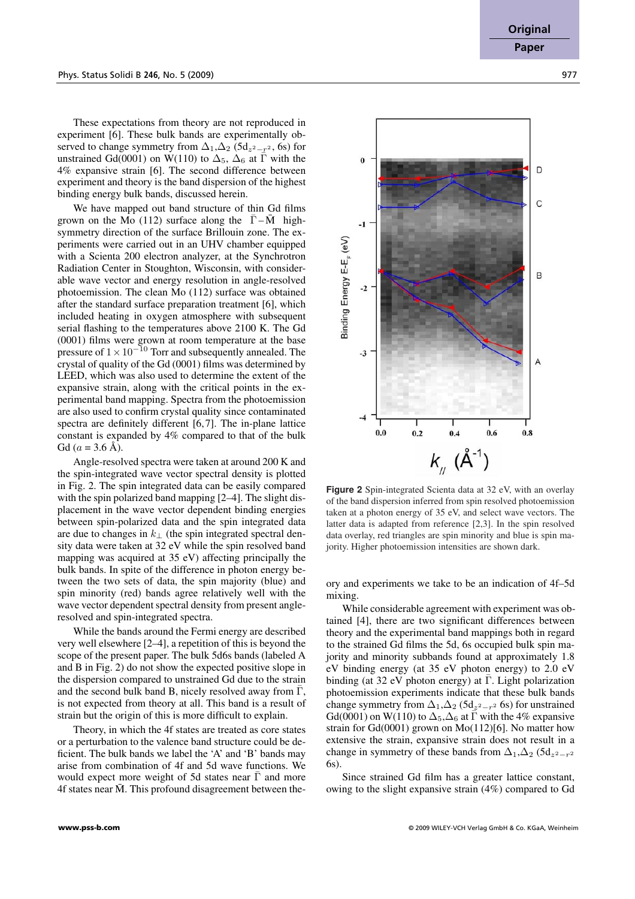These expectations from theory are not reproduced in experiment [6]. These bulk bands are experimentally observed to change symmetry from $\Delta_1$,$\Delta_2$ ($5d_{z^2-r^2}$, 6s) for unstrained Gd(0001) on W(110) to $\Delta_5$, $\Delta_6$ at $\bar{\Gamma}$ with the 4% expansive strain [6]. The second difference between experiment and theory is the band dispersion of the highest binding energy bulk bands, discussed herein.

We have mapped out band structure of thin Gd films grown on the Mo (112) surface along the $\bar{\Gamma}-\bar{M}$ high-symmetry direction of the surface Brillouin zone. The experiments were carried out in an UHV chamber equipped with a Scienta 200 electron analyzer, at the Synchrotron Radiation Center in Stoughton, Wisconsin, with considerable wave vector and energy resolution in angle-resolved photoemission. The clean Mo (112) surface was obtained after the standard surface preparation treatment [6], which included heating in oxygen atmosphere with subsequent serial flashing to the temperatures above 2100 K. The Gd (0001) films were grown at room temperature at the base pressure of $1 \times 10^{-10}$ Torr and subsequently annealed. The crystal of quality of the Gd (0001) films was determined by LEED, which was also used to determine the extent of the expansive strain, along with the critical points in the experimental band mapping. Spectra from the photoemission are also used to confirm crystal quality since contaminated spectra are definitely different [6,7]. The in-plane lattice constant is expanded by 4% compared to that of the bulk Gd ($a$ = 3.6 Å).

Angle-resolved spectra were taken at around 200 K and the spin-integrated wave vector spectral density is plotted in Fig. 2. The spin integrated data can be easily compared with the spin polarized band mapping [2–4]. The slight displacement in the wave vector dependent binding energies between spin-polarized data and the spin integrated data are due to changes in $k_\perp$ (the spin integrated spectral density data were taken at 32 eV while the spin resolved band mapping was acquired at 35 eV) affecting principally the bulk bands. In spite of the difference in photon energy between the two sets of data, the spin majority (blue) and spin minority (red) bands agree relatively well with the wave vector dependent spectral density from present angle-resolved and spin-integrated spectra.

While the bands around the Fermi energy are described very well elsewhere [2–4], a repetition of this is beyond the scope of the present paper. The bulk 5d6s bands (labeled A and B in Fig. 2) do not show the expected positive slope in the dispersion compared to unstrained Gd due to the strain and the second bulk band B, nicely resolved away from $\bar{\Gamma}$, is not expected from theory at all. This band is a result of strain but the origin of this is more difficult to explain.

Theory, in which the 4f states are treated as core states or a perturbation to the valence band structure could be deficient. The bulk bands we label the 'A' and 'B' bands may arise from combination of 4f and 5d wave functions. We would expect more weight of 5d states near $\bar{\Gamma}$ and more 4f states near $\bar{M}$. This profound disagreement between theory and experiments we take to be an indication of 4f–5d mixing.

**Figure 2** Spin-integrated Scienta data at 32 eV, with an overlay of the band dispersion inferred from spin resolved photoemission taken at a photon energy of 35 eV, and select wave vectors. The latter data is adapted from reference [2,3]. In the spin resolved data overlay, red triangles are spin minority and blue is spin majority. Higher photoemission intensities are shown dark.

While considerable agreement with experiment was obtained [4], there are two significant differences between theory and the experimental band mappings both in regard to the strained Gd films the 5d, 6s occupied bulk spin majority and minority subbands found at approximately 1.8 eV binding energy (at 35 eV photon energy) to 2.0 eV binding (at 32 eV photon energy) at $\bar{\Gamma}$. Light polarization photoemission experiments indicate that these bulk bands change symmetry from $\Delta_1$,$\Delta_2$ ($5d_{z^2-r^2}$ 6s) for unstrained Gd(0001) on W(110) to $\Delta_5$,$\Delta_6$ at $\bar{\Gamma}$ with the 4% expansive strain for Gd(0001) grown on Mo(112)[6]. No matter how extensive the strain, expansive strain does not result in a change in symmetry of these bands from $\Delta_1$,$\Delta_2$ ($5d_{z^2-r^2}$ 6s).

Since strained Gd film has a greater lattice constant, owing to the slight expansive strain (4%) compared to Gd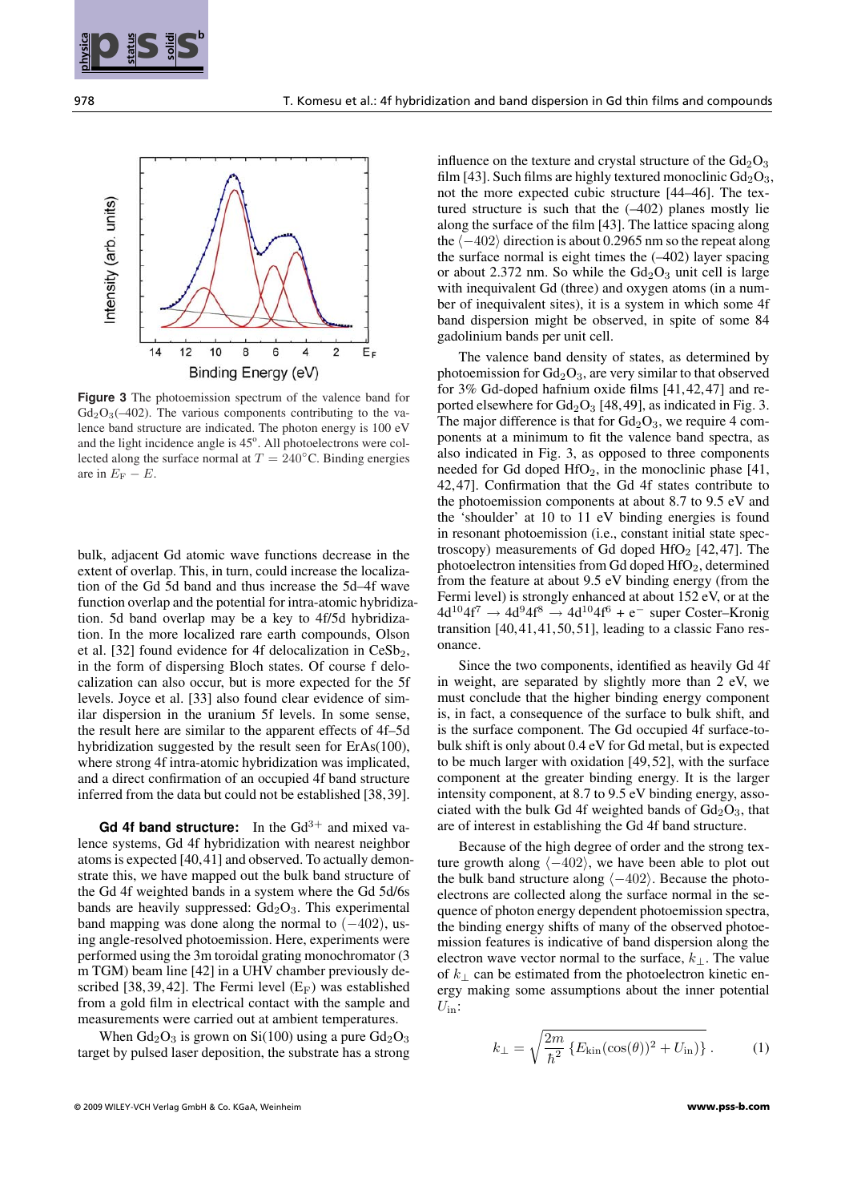Figure 3 The photoemission spectrum of the valence band for $Gd_2O_3(-402)$. The various components contributing to the valence band structure are indicated. The photon energy is 100 eV and the light incidence angle is 45°. All photoelectrons were collected along the surface normal at $T = 240°C$. Binding energies are in $E_F - E$.

bulk, adjacent Gd atomic wave functions decrease in the extent of overlap. This, in turn, could increase the localization of the Gd 5d band and thus increase the 5d–4f wave function overlap and the potential for intra-atomic hybridization. 5d band overlap may be a key to 4f/5d hybridization. In the more localized rare earth compounds, Olson et al. [32] found evidence for 4f delocalization in $CeSb_2$, in the form of dispersing Bloch states. Of course f delocalization can also occur, but is more expected for the 5f levels. Joyce et al. [33] also found clear evidence of similar dispersion in the uranium 5f levels. In some sense, the result here are similar to the apparent effects of 4f–5d hybridization suggested by the result seen for ErAs(100), where strong 4f intra-atomic hybridization was implicated, and a direct confirmation of an occupied 4f band structure inferred from the data but could not be established [38,39].

**Gd 4f band structure:** In the $Gd^{3+}$ and mixed valence systems, Gd 4f hybridization with nearest neighbor atoms is expected [40,41] and observed. To actually demonstrate this, we have mapped out the bulk band structure of the Gd 4f weighted bands in a system where the Gd 5d/6s bands are heavily suppressed: $Gd_2O_3$. This experimental band mapping was done along the normal to $(-402)$, using angle-resolved photoemission. Here, experiments were performed using the 3m toroidal grating monochromator (3 m TGM) beam line [42] in a UHV chamber previously described [38,39,42]. The Fermi level ($E_F$) was established from a gold film in electrical contact with the sample and measurements were carried out at ambient temperatures.

When $Gd_2O_3$ is grown on Si(100) using a pure $Gd_2O_3$ target by pulsed laser deposition, the substrate has a strong influence on the texture and crystal structure of the $Gd_2O_3$ film [43]. Such films are highly textured monoclinic $Gd_2O_3$, not the more expected cubic structure [44–46]. The textured structure is such that the (–402) planes mostly lie along the surface of the film [43]. The lattice spacing along the $\langle -402 \rangle$ direction is about 0.2965 nm so the repeat along the surface normal is eight times the (–402) layer spacing or about 2.372 nm. So while the $Gd_2O_3$ unit cell is large with inequivalent Gd (three) and oxygen atoms (in a number of inequivalent sites), it is a system in which some 4f band dispersion might be observed, in spite of some 84 gadolinium bands per unit cell.

The valence band density of states, as determined by photoemission for $Gd_2O_3$, are very similar to that observed for 3% Gd-doped hafnium oxide films [41,42,47] and reported elsewhere for $Gd_2O_3$ [48,49], as indicated in Fig. 3. The major difference is that for $Gd_2O_3$, we require 4 components at a minimum to fit the valence band spectra, as also indicated in Fig. 3, as opposed to three components needed for Gd doped $HfO_2$, in the monoclinic phase [41,42,47]. Confirmation that the Gd 4f states contribute to the photoemission components at about 8.7 to 9.5 eV and the 'shoulder' at 10 to 11 eV binding energies is found in resonant photoemission (i.e., constant initial state spectroscopy) measurements of Gd doped $HfO_2$ [42,47]. The photoelectron intensities from Gd doped $HfO_2$, determined from the feature at about 9.5 eV binding energy (from the Fermi level) is strongly enhanced at about 152 eV, or at the $4d^{10}4f^7 \rightarrow 4d^94f^8 \rightarrow 4d^{10}4f^6 + e^-$ super Coster–Kronig transition [40,41,41,50,51], leading to a classic Fano resonance.

Since the two components, identified as heavily Gd 4f in weight, are separated by slightly more than 2 eV, we must conclude that the higher binding energy component is, in fact, a consequence of the surface to bulk shift, and is the surface component. The Gd occupied 4f surface-to-bulk shift is only about 0.4 eV for Gd metal, but is expected to be much larger with oxidation [49,52], with the surface component at the greater binding energy. It is the larger intensity component, at 8.7 to 9.5 eV binding energy, associated with the bulk Gd 4f weighted bands of $Gd_2O_3$, that are of interest in establishing the Gd 4f band structure.

Because of the high degree of order and the strong texture growth along $\langle -402 \rangle$, we have been able to plot out the bulk band structure along $\langle -402 \rangle$. Because the photoelectrons are collected along the surface normal in the sequence of photon energy dependent photoemission spectra, the binding energy shifts of many of the observed photoemission features is indicative of band dispersion along the electron wave vector normal to the surface, $k_\perp$. The value of $k_\perp$ can be estimated from the photoelectron kinetic energy making some assumptions about the inner potential $U_{in}$:

$$k_\perp = \sqrt{\frac{2m}{\hbar^2}\left\{E_{kin}(\cos(\theta))^2 + U_{in}\right\}} . \qquad (1)$$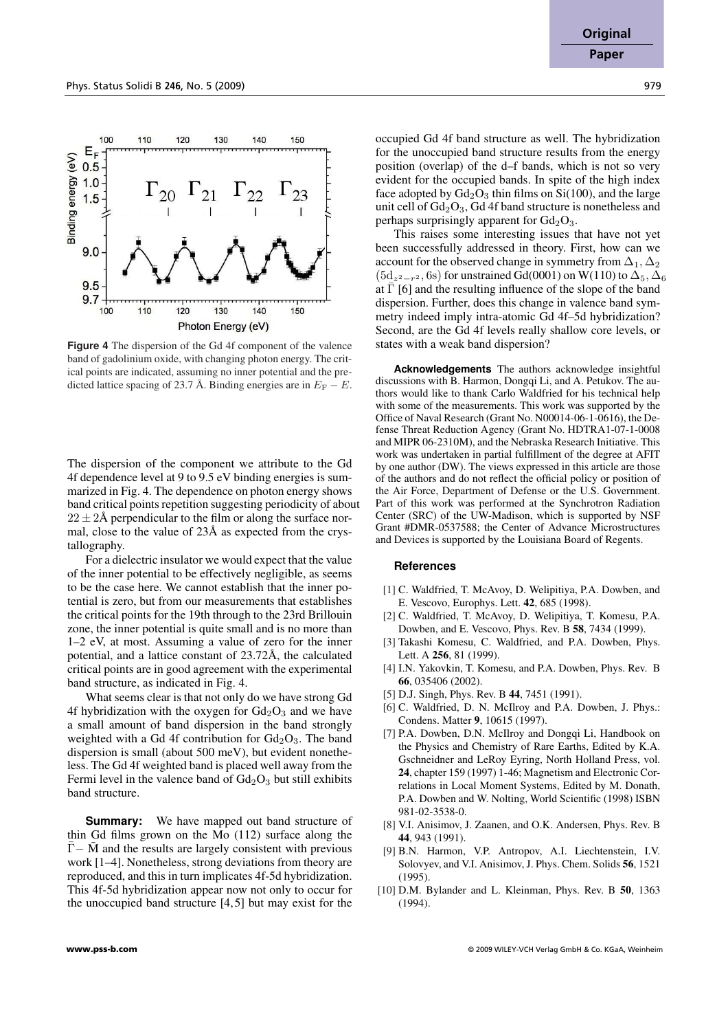**Figure 4** The dispersion of the Gd 4f component of the valence band of gadolinium oxide, with changing photon energy. The critical points are indicated, assuming no inner potential and the predicted lattice spacing of 23.7 Å. Binding energies are in $E_F - E$.

The dispersion of the component we attribute to the Gd 4f dependence level at 9 to 9.5 eV binding energies is summarized in Fig. 4. The dependence on photon energy shows band critical points repetition suggesting periodicity of about $22 \pm 2$Å perpendicular to the film or along the surface normal, close to the value of 23Å as expected from the crystallography.

For a dielectric insulator we would expect that the value of the inner potential to be effectively negligible, as seems to be the case here. We cannot establish that the inner potential is zero, but from our measurements that establishes the critical points for the 19th through to the 23rd Brillouin zone, the inner potential is quite small and is no more than 1–2 eV, at most. Assuming a value of zero for the inner potential, and a lattice constant of 23.72Å, the calculated critical points are in good agreement with the experimental band structure, as indicated in Fig. 4.

What seems clear is that not only do we have strong Gd 4f hybridization with the oxygen for $Gd_2O_3$ and we have a small amount of band dispersion in the band strongly weighted with a Gd 4f contribution for $Gd_2O_3$. The band dispersion is small (about 500 meV), but evident nonetheless. The Gd 4f weighted band is placed well away from the Fermi level in the valence band of $Gd_2O_3$ but still exhibits band structure.

**Summary:** We have mapped out band structure of thin Gd films grown on the Mo (112) surface along the $\bar{\Gamma} - \bar{M}$ and the results are largely consistent with previous work [1–4]. Nonetheless, strong deviations from theory are reproduced, and this in turn implicates 4f-5d hybridization. This 4f-5d hybridization appear now not only to occur for the unoccupied band structure [4,5] but may exist for the occupied Gd 4f band structure as well. The hybridization for the unoccupied band structure results from the energy position (overlap) of the d–f bands, which is not so very evident for the occupied bands. In spite of the high index face adopted by $Gd_2O_3$ thin films on Si(100), and the large unit cell of $Gd_2O_3$, Gd 4f band structure is nonetheless and perhaps surprisingly apparent for $Gd_2O_3$.

This raises some interesting issues that have not yet been successfully addressed in theory. First, how can we account for the observed change in symmetry from $\Delta_1, \Delta_2$ $(5d_{z^2-r^2}, 6s)$ for unstrained Gd(0001) on W(110) to $\Delta_5, \Delta_6$ at $\bar{\Gamma}$ [6] and the resulting influence of the slope of the band dispersion. Further, does this change in valence band symmetry indeed imply intra-atomic Gd 4f–5d hybridization? Second, are the Gd 4f levels really shallow core levels, or states with a weak band dispersion?

**Acknowledgements** The authors acknowledge insightful discussions with B. Harmon, Dongqi Li, and A. Petukov. The authors would like to thank Carlo Waldfried for his technical help with some of the measurements. This work was supported by the Office of Naval Research (Grant No. N00014-06-1-0616), the Defense Threat Reduction Agency (Grant No. HDTRA1-07-1-0008 and MIPR 06-2310M), and the Nebraska Research Initiative. This work was undertaken in partial fulfillment of the degree at AFIT by one author (DW). The views expressed in this article are those of the authors and do not reflect the official policy or position of the Air Force, Department of Defense or the U.S. Government. Part of this work was performed at the Synchrotron Radiation Center (SRC) of the UW-Madison, which is supported by NSF Grant #DMR-0537588; the Center of Advance Microstructures and Devices is supported by the Louisiana Board of Regents.

## References

[1] C. Waldfried, T. McAvoy, D. Welipitiya, P.A. Dowben, and E. Vescovo, Europhys. Lett. **42**, 685 (1998).

[2] C. Waldfried, T. McAvoy, D. Welipitiya, T. Komesu, P.A. Dowben, and E. Vescovo, Phys. Rev. B **58**, 7434 (1999).

[3] Takashi Komesu, C. Waldfried, and P.A. Dowben, Phys. Lett. A **256**, 81 (1999).

[4] I.N. Yakovkin, T. Komesu, and P.A. Dowben, Phys. Rev. B **66**, 035406 (2002).

[5] D.J. Singh, Phys. Rev. B **44**, 7451 (1991).

[6] C. Waldfried, D. N. McIlroy and P.A. Dowben, J. Phys.: Condens. Matter **9**, 10615 (1997).

[7] P.A. Dowben, D.N. McIlroy and Dongqi Li, Handbook on the Physics and Chemistry of Rare Earths, Edited by K.A. Gschneidner and LeRoy Eyring, North Holland Press, vol. **24**, chapter 159 (1997) 1-46; Magnetism and Electronic Correlations in Local Moment Systems, Edited by M. Donath, P.A. Dowben and W. Nolting, World Scientific (1998) ISBN 981-02-3538-0.

[8] V.I. Anisimov, J. Zaanen, and O.K. Andersen, Phys. Rev. B **44**, 943 (1991).

[9] B.N. Harmon, V.P. Antropov, A.I. Liechtenstein, I.V. Solovyev, and V.I. Anisimov, J. Phys. Chem. Solids **56**, 1521 (1995).

[10] D.M. Bylander and L. Kleinman, Phys. Rev. B **50**, 1363 (1994).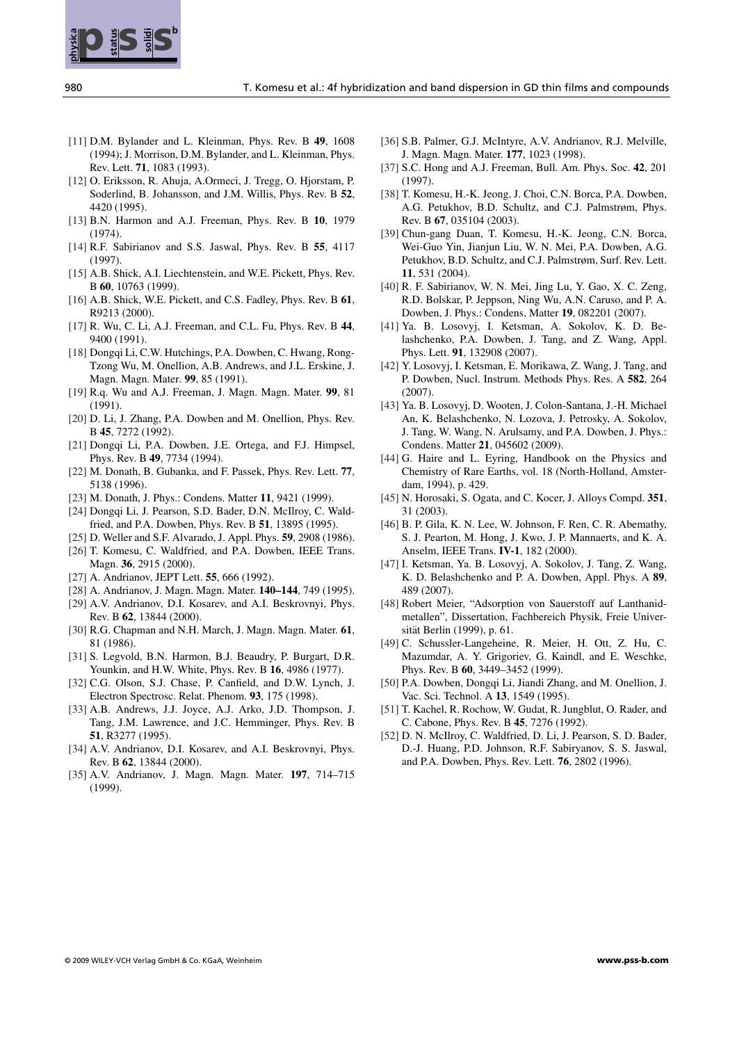[11] D.M. Bylander and L. Kleinman, Phys. Rev. B **49**, 1608 (1994); J. Morrison, D.M. Bylander, and L. Kleinman, Phys. Rev. Lett. **71**, 1083 (1993).

[12] O. Eriksson, R. Ahuja, A.Ormeci, J. Tregg, O. Hjorstam, P. Soderlind, B. Johansson, and J.M. Willis, Phys. Rev. B **52**, 4420 (1995).

[13] B.N. Harmon and A.J. Freeman, Phys. Rev. B **10**, 1979 (1974).

[14] R.F. Sabirianov and S.S. Jaswal, Phys. Rev. B **55**, 4117 (1997).

[15] A.B. Shick, A.I. Liechtenstein, and W.E. Pickett, Phys. Rev. B **60**, 10763 (1999).

[16] A.B. Shick, W.E. Pickett, and C.S. Fadley, Phys. Rev. B **61**, R9213 (2000).

[17] R. Wu, C. Li, A.J. Freeman, and C.L. Fu, Phys. Rev. B **44**, 9400 (1991).

[18] Dongqi Li, C.W. Hutchings, P.A. Dowben, C. Hwang, Rong-Tzong Wu, M. Onellion, A.B. Andrews, and J.L. Erskine, J. Magn. Magn. Mater. **99**, 85 (1991).

[19] R.q. Wu and A.J. Freeman, J. Magn. Magn. Mater. **99**, 81 (1991).

[20] D. Li, J. Zhang, P.A. Dowben and M. Onellion, Phys. Rev. B **45**, 7272 (1992).

[21] Dongqi Li, P.A. Dowben, J.E. Ortega, and F.J. Himpsel, Phys. Rev. B **49**, 7734 (1994).

[22] M. Donath, B. Gubanka, and F. Passek, Phys. Rev. Lett. **77**, 5138 (1996).

[23] M. Donath, J. Phys.: Condens. Matter **11**, 9421 (1999).

[24] Dongqi Li, J. Pearson, S.D. Bader, D.N. McIlroy, C. Waldfried, and P.A. Dowben, Phys. Rev. B **51**, 13895 (1995).

[25] D. Weller and S.F. Alvarado, J. Appl. Phys. **59**, 2908 (1986).

[26] T. Komesu, C. Waldfried, and P.A. Dowben, IEEE Trans. Magn. **36**, 2915 (2000).

[27] A. Andrianov, JEPT Lett. **55**, 666 (1992).

[28] A. Andrianov, J. Magn. Magn. Mater. **140–144**, 749 (1995).

[29] A.V. Andrianov, D.I. Kosarev, and A.I. Beskrovnyi, Phys. Rev. B **62**, 13844 (2000).

[30] R.G. Chapman and N.H. March, J. Magn. Magn. Mater. **61**, 81 (1986).

[31] S. Legvold, B.N. Harmon, B.J. Beaudry, P. Burgart, D.R. Younkin, and H.W. White, Phys. Rev. B **16**, 4986 (1977).

[32] C.G. Olson, S.J. Chase, P. Canfield, and D.W. Lynch, J. Electron Spectrosc. Relat. Phenom. **93**, 175 (1998).

[33] A.B. Andrews, J.J. Joyce, A.J. Arko, J.D. Thompson, J. Tang, J.M. Lawrence, and J.C. Hemminger, Phys. Rev. B **51**, R3277 (1995).

[34] A.V. Andrianov, D.I. Kosarev, and A.I. Beskrovnyi, Phys. Rev. B **62**, 13844 (2000).

[35] A.V. Andrianov, J. Magn. Magn. Mater. **197**, 714–715 (1999).

[36] S.B. Palmer, G.J. McIntyre, A.V. Andrianov, R.J. Melville, J. Magn. Magn. Mater. **177**, 1023 (1998).

[37] S.C. Hong and A.J. Freeman, Bull. Am. Phys. Soc. **42**, 201 (1997).

[38] T. Komesu, H.-K. Jeong, J. Choi, C.N. Borca, P.A. Dowben, A.G. Petukhov, B.D. Schultz, and C.J. Palmstrøm, Phys. Rev. B **67**, 035104 (2003).

[39] Chun-gang Duan, T. Komesu, H.-K. Jeong, C.N. Borca, Wei-Guo Yin, Jianjun Liu, W. N. Mei, P.A. Dowben, A.G. Petukhov, B.D. Schultz, and C.J. Palmstrøm, Surf. Rev. Lett. **11**, 531 (2004).

[40] R. F. Sabirianov, W. N. Mei, Jing Lu, Y. Gao, X. C. Zeng, R.D. Bolskar, P. Jeppson, Ning Wu, A.N. Caruso, and P. A. Dowben, J. Phys.: Condens. Matter **19**, 082201 (2007).

[41] Ya. B. Losovyj, I. Ketsman, A. Sokolov, K. D. Belashchenko, P.A. Dowben, J. Tang, and Z. Wang, Appl. Phys. Lett. **91**, 132908 (2007).

[42] Y. Losovyj, I. Ketsman, E. Morikawa, Z. Wang, J. Tang, and P. Dowben, Nucl. Instrum. Methods Phys. Res. A **582**, 264 (2007).

[43] Ya. B. Losovyj, D. Wooten, J. Colon-Santana, J.-H. Michael An, K. Belashchenko, N. Lozova, J. Petrosky, A. Sokolov, J. Tang, W. Wang, N. Arulsamy, and P.A. Dowben, J. Phys.: Condens. Matter **21**, 045602 (2009).

[44] G. Haire and L. Eyring, Handbook on the Physics and Chemistry of Rare Earths, vol. 18 (North-Holland, Amsterdam, 1994), p. 429.

[45] N. Horosaki, S. Ogata, and C. Kocer, J. Alloys Compd. **351**, 31 (2003).

[46] B. P. Gila, K. N. Lee, W. Johnson, F. Ren, C. R. Abernathy, S. J. Pearton, M. Hong, J. Kwo, J. P. Mannaerts, and K. A. Anselm, IEEE Trans. **IV-1**, 182 (2000).

[47] I. Ketsman, Ya. B. Losovyj, A. Sokolov, J. Tang, Z. Wang, K. D. Belashchenko and P. A. Dowben, Appl. Phys. A **89**, 489 (2007).

[48] Robert Meier, "Adsorption von Sauerstoff auf Lanthanidmetallen", Dissertation, Fachbereich Physik, Freie Universität Berlin (1999), p. 61.

[49] C. Schussler-Langeheine, R. Meier, H. Ott, Z. Hu, C. Mazumdar, A. Y. Grigoriev, G. Kaindl, and E. Weschke, Phys. Rev. B **60**, 3449–3452 (1999).

[50] P.A. Dowben, Dongqi Li, Jiandi Zhang, and M. Onellion, J. Vac. Sci. Technol. A **13**, 1549 (1995).

[51] T. Kachel, R. Rochow, W. Gudat, R. Jungblut, O. Rader, and C. Cabone, Phys. Rev. B **45**, 7276 (1992).

[52] D. N. McIlroy, C. Waldfried, D. Li, J. Pearson, S. D. Bader, D.-J. Huang, P.D. Johnson, R.F. Sabiryanov, S. S. Jaswal, and P.A. Dowben, Phys. Rev. Lett. **76**, 2802 (1996).